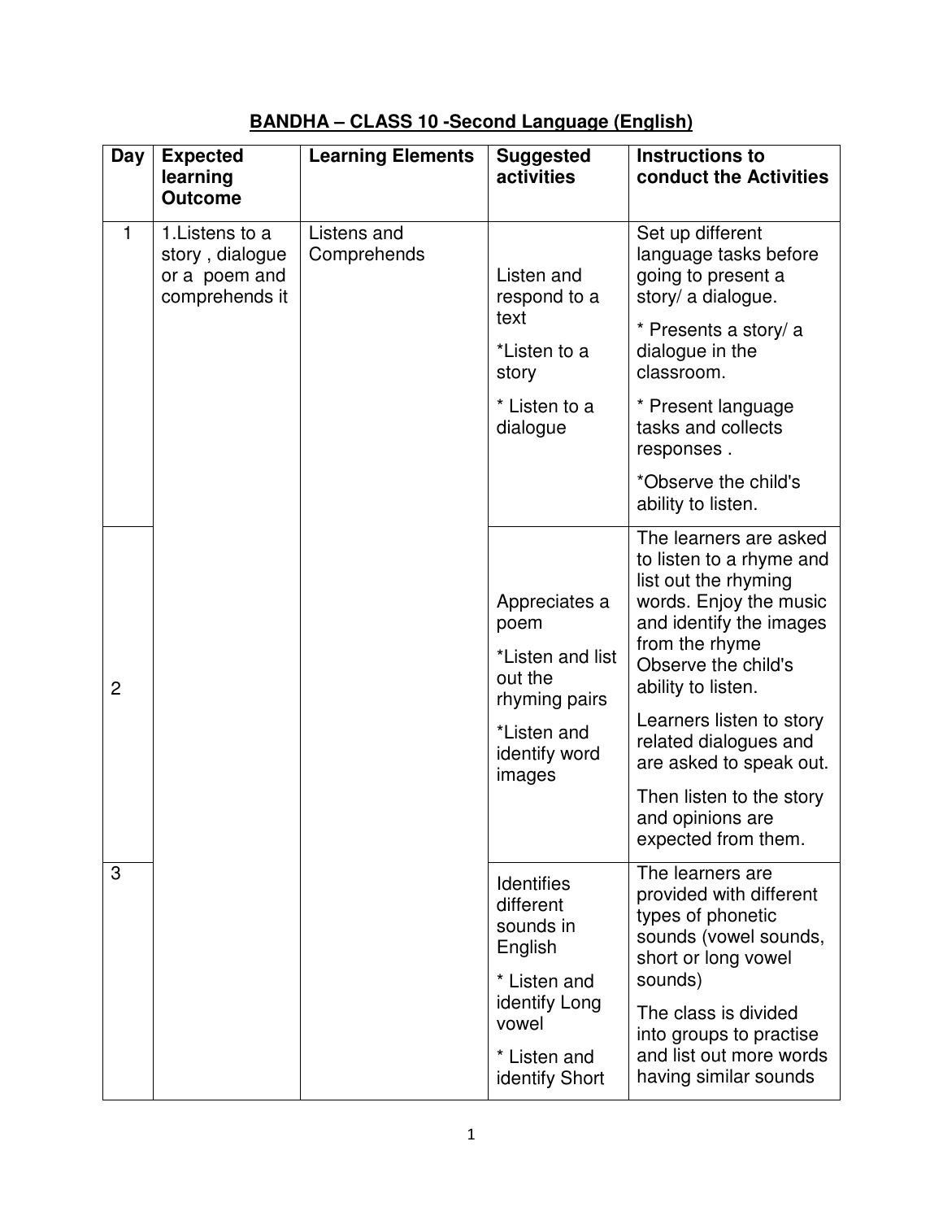# BANDHA – CLASS 10 -Second Language (English)

| Day | Expected learning Outcome | Learning Elements | Suggested activities | Instructions to conduct the Activities |
|---|---|---|---|---|
| 1 | 1.Listens to a story , dialogue or a poem and comprehends it | Listens and Comprehends | Listen and respond to a text<br>*Listen to a story<br>* Listen to a dialogue | Set up different language tasks before going to present a story/ a dialogue.<br>* Presents a story/ a dialogue in the classroom.<br>* Present language tasks and collects responses .<br>*Observe the child's ability to listen. |
| 2 | | | Appreciates a poem<br>*Listen and list out the rhyming pairs<br>*Listen and identify word images | The learners are asked to listen to a rhyme and list out the rhyming words. Enjoy the music and identify the images from the rhyme Observe the child's ability to listen.<br>Learners listen to story related dialogues and are asked to speak out.<br>Then listen to the story and opinions are expected from them. |
| 3 | | | Identifies different sounds in English<br>* Listen and identify Long vowel<br>* Listen and identify Short | The learners are provided with different types of phonetic sounds (vowel sounds, short or long vowel sounds)<br>The class is divided into groups to practise and list out more words having similar sounds |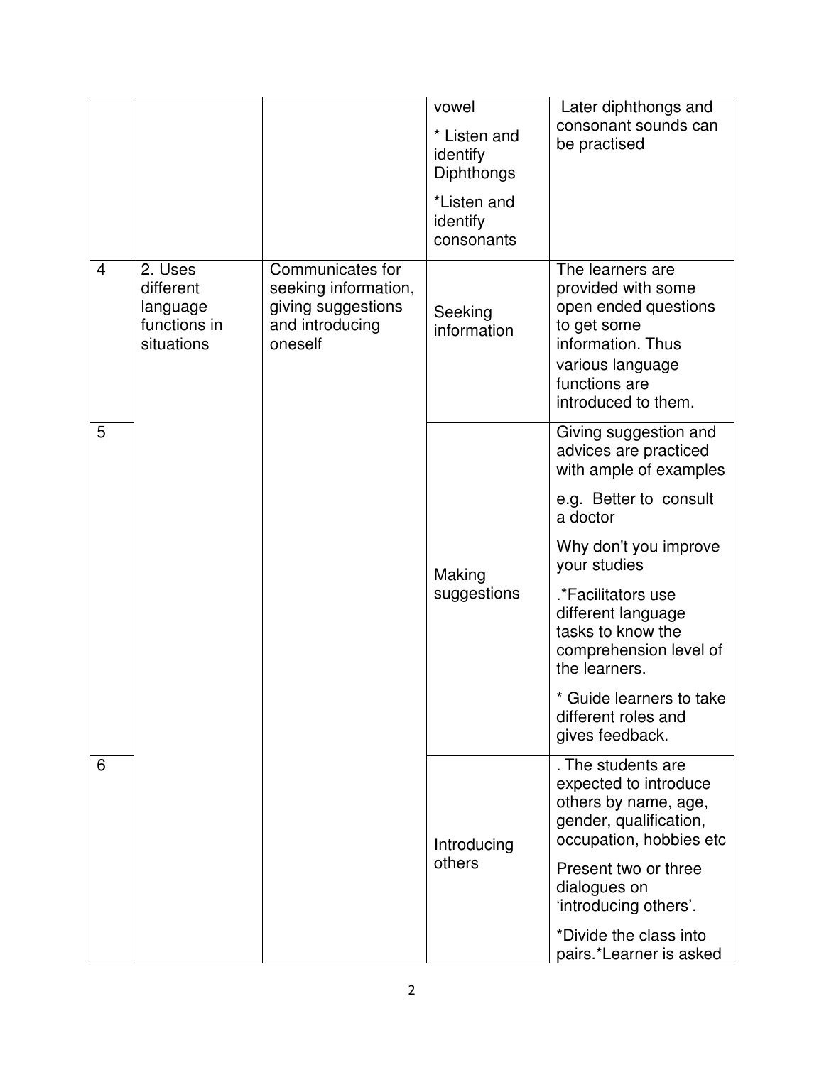| | | | | |
|---|---|---|---|---|
| | | | vowel<br>* Listen and identify Diphthongs<br>*Listen and identify consonants | Later diphthongs and consonant sounds can be practised |
| 4 | 2. Uses different language functions in situations | Communicates for seeking information, giving suggestions and introducing oneself | Seeking information | The learners are provided with some open ended questions to get some information. Thus various language functions are introduced to them. |
| 5 | | | Making suggestions | Giving suggestion and advices are practiced with ample of examples<br>e.g. Better to consult a doctor<br>Why don't you improve your studies<br>.*Facilitators use different language tasks to know the comprehension level of the learners.<br>* Guide learners to take different roles and gives feedback. |
| 6 | | | Introducing others | . The students are expected to introduce others by name, age, gender, qualification, occupation, hobbies etc<br>Present two or three dialogues on 'introducing others'.<br>*Divide the class into pairs.*Learner is asked |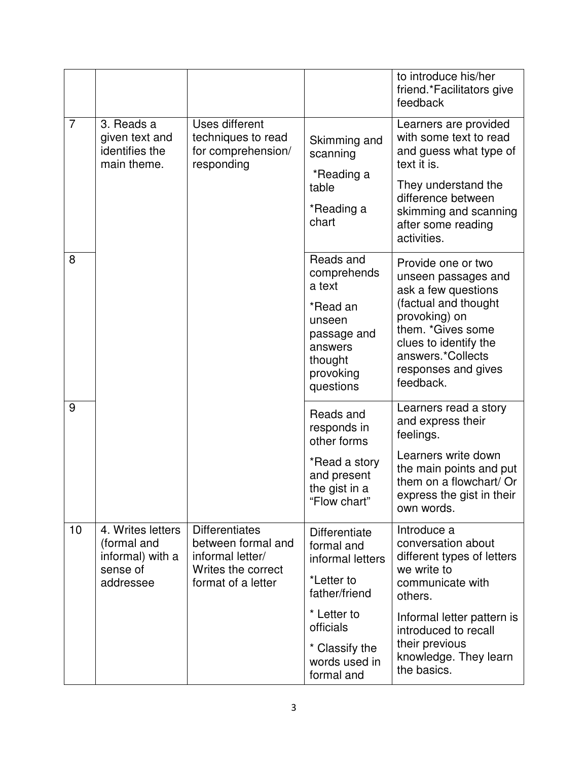| | | | | |
|---|---|---|---|---|
| | | | | to introduce his/her friend.*Facilitators give feedback |
| 7 | 3. Reads a given text and identifies the main theme. | Uses different techniques to read for comprehension/ responding | Skimming and scanning<br>*Reading a table<br>*Reading a chart | Learners are provided with some text to read and guess what type of text it is.<br>They understand the difference between skimming and scanning after some reading activities. |
| 8 | | | Reads and comprehends a text<br>*Read an unseen passage and answers thought provoking questions | Provide one or two unseen passages and ask a few questions (factual and thought provoking) on them. *Gives some clues to identify the answers.*Collects responses and gives feedback. |
| 9 | | | Reads and responds in other forms<br>*Read a story and present the gist in a "Flow chart" | Learners read a story and express their feelings.<br>Learners write down the main points and put them on a flowchart/ Or express the gist in their own words. |
| 10 | 4. Writes letters (formal and informal) with a sense of addressee | Differentiates between formal and informal letter/ Writes the correct format of a letter | Differentiate formal and informal letters<br>*Letter to father/friend<br>* Letter to officials<br>* Classify the words used in formal and | Introduce a conversation about different types of letters we write to communicate with others.<br>Informal letter pattern is introduced to recall their previous knowledge. They learn the basics. |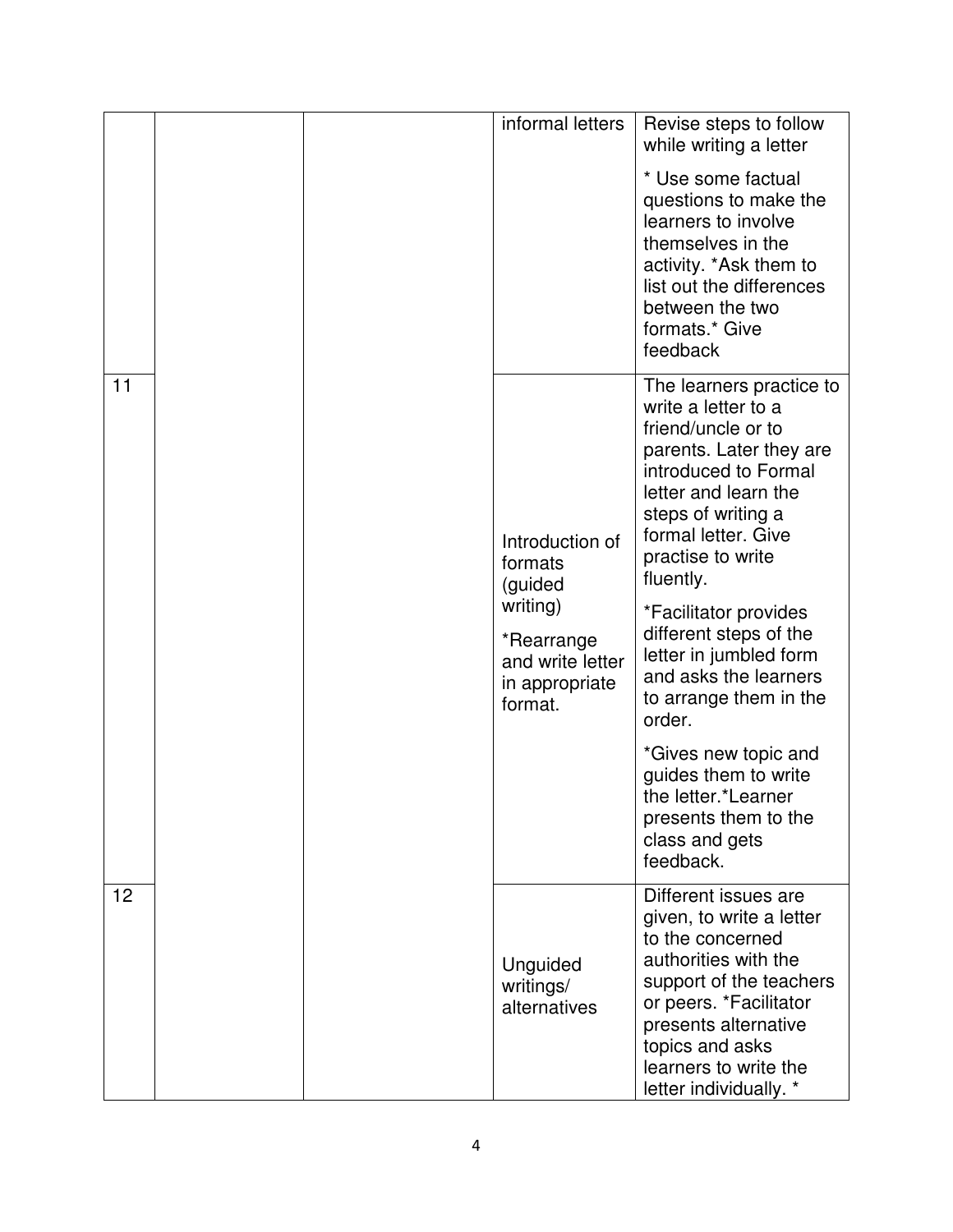| | | | | |
|---|---|---|---|---|
| | | | informal letters | Revise steps to follow while writing a letter<br><br>* Use some factual questions to make the learners to involve themselves in the activity. *Ask them to list out the differences between the two formats.* Give feedback |
| 11 | | | Introduction of formats (guided writing)<br><br>*Rearrange and write letter in appropriate format. | The learners practice to write a letter to a friend/uncle or to parents. Later they are introduced to Formal letter and learn the steps of writing a formal letter. Give practise to write fluently.<br><br>*Facilitator provides different steps of the letter in jumbled form and asks the learners to arrange them in the order.<br><br>*Gives new topic and guides them to write the letter.*Learner presents them to the class and gets feedback. |
| 12 | | | Unguided writings/ alternatives | Different issues are given, to write a letter to the concerned authorities with the support of the teachers or peers. *Facilitator presents alternative topics and asks learners to write the letter individually. * |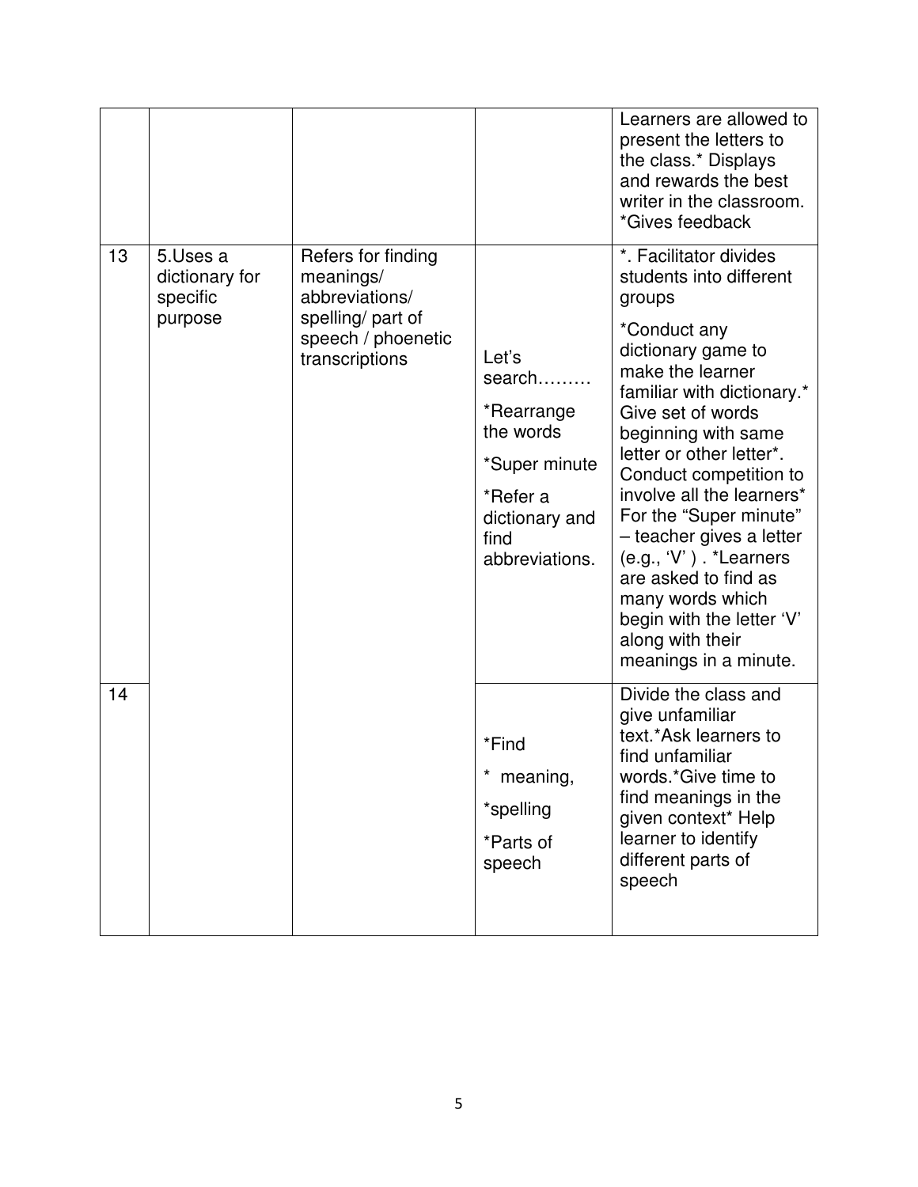| | | | | |
|---|---|---|---|---|
| | | | | Learners are allowed to present the letters to the class.* Displays and rewards the best writer in the classroom. *Gives feedback |
| 13 | 5.Uses a dictionary for specific purpose | Refers for finding meanings/ abbreviations/ spelling/ part of speech / phoenetic transcriptions | Let's search……… *Rearrange the words *Super minute *Refer a dictionary and find abbreviations. | *. Facilitator divides students into different groups *Conduct any dictionary game to make the learner familiar with dictionary.* Give set of words beginning with same letter or other letter*. Conduct competition to involve all the learners* For the "Super minute" – teacher gives a letter (e.g., 'V' ) . *Learners are asked to find as many words which begin with the letter 'V' along with their meanings in a minute. |
| 14 | | | *Find * meaning, *spelling *Parts of speech | Divide the class and give unfamiliar text.*Ask learners to find unfamiliar words.*Give time to find meanings in the given context* Help learner to identify different parts of speech |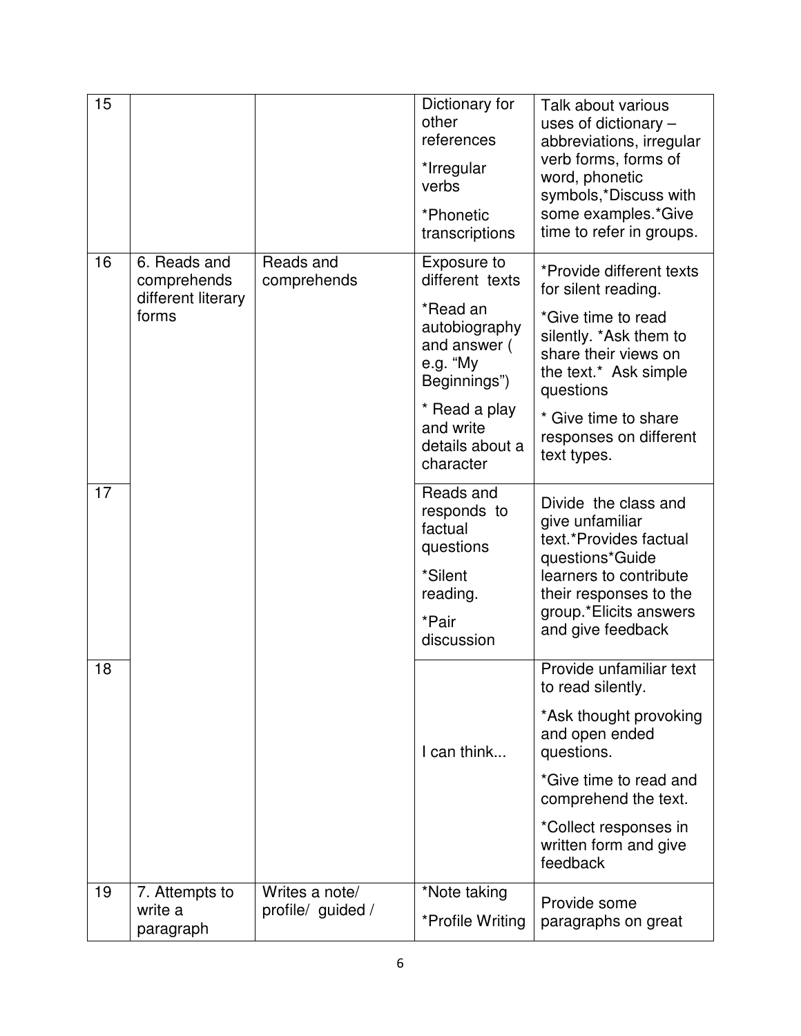| | | | | |
|---|---|---|---|---|
| 15 | | | Dictionary for other references *Irregular verbs *Phonetic transcriptions | Talk about various uses of dictionary – abbreviations, irregular verb forms, forms of word, phonetic symbols,*Discuss with some examples.*Give time to refer in groups. |
| 16 | 6. Reads and comprehends different literary forms | Reads and comprehends | Exposure to different texts *Read an autobiography and answer ( e.g. "My Beginnings") * Read a play and write details about a character | *Provide different texts for silent reading. *Give time to read silently. *Ask them to share their views on the text.* Ask simple questions * Give time to share responses on different text types. |
| 17 | | | Reads and responds to factual questions *Silent reading. *Pair discussion | Divide the class and give unfamiliar text.*Provides factual questions*Guide learners to contribute their responses to the group.*Elicits answers and give feedback |
| 18 | | | I can think... | Provide unfamiliar text to read silently. *Ask thought provoking and open ended questions. *Give time to read and comprehend the text. *Collect responses in written form and give feedback |
| 19 | 7. Attempts to write a paragraph | Writes a note/ profile/ guided / | *Note taking *Profile Writing | Provide some paragraphs on great |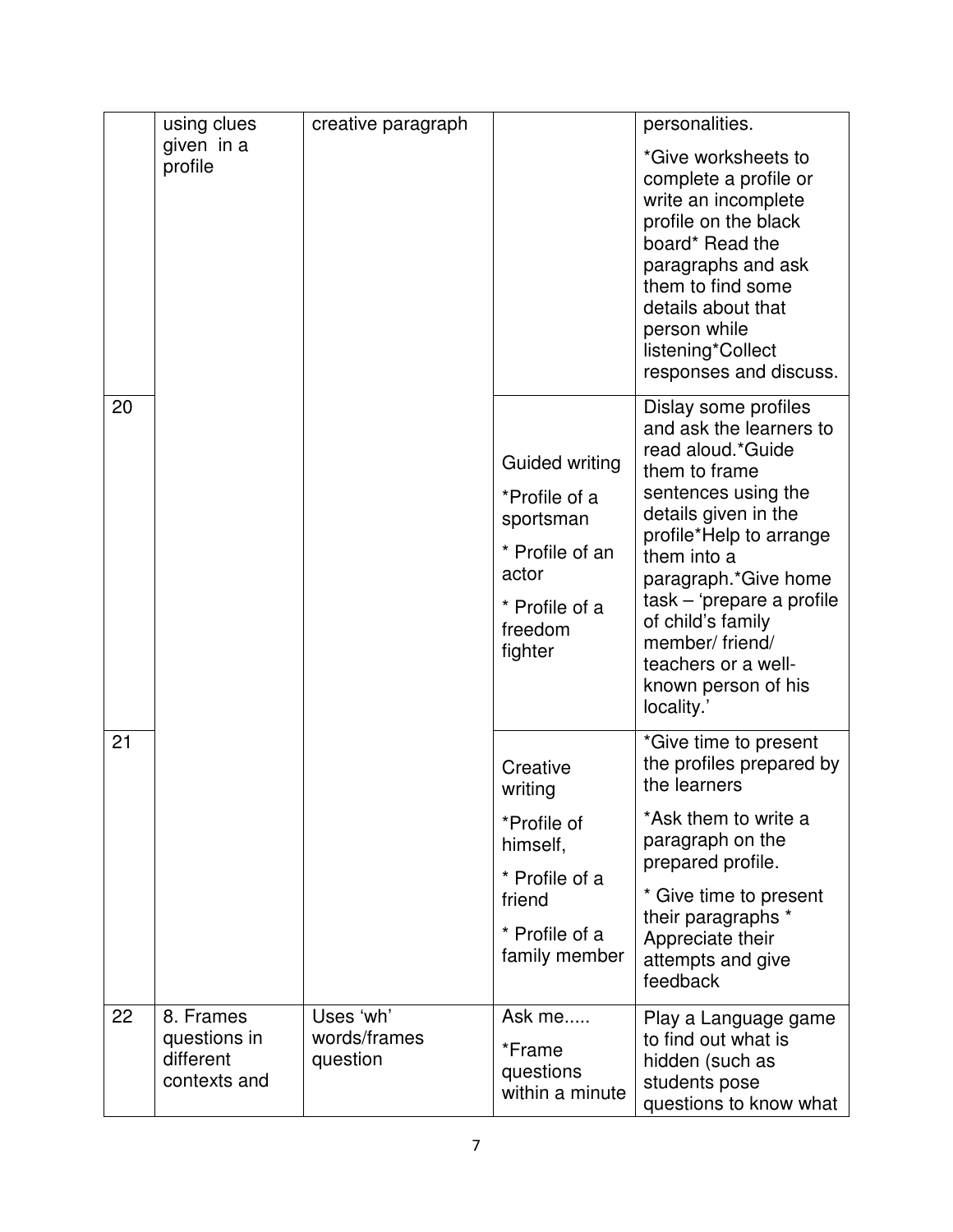| | | | | |
|---|---|---|---|---|
| | using clues given in a profile | creative paragraph | | personalities. *Give worksheets to complete a profile or write an incomplete profile on the black board* Read the paragraphs and ask them to find some details about that person while listening*Collect responses and discuss. |
| 20 | | | Guided writing *Profile of a sportsman * Profile of an actor * Profile of a freedom fighter | Dislay some profiles and ask the learners to read aloud.*Guide them to frame sentences using the details given in the profile*Help to arrange them into a paragraph.*Give home task – 'prepare a profile of child's family member/ friend/ teachers or a well-known person of his locality.' |
| 21 | | | Creative writing *Profile of himself, * Profile of a friend * Profile of a family member | *Give time to present the profiles prepared by the learners *Ask them to write a paragraph on the prepared profile. * Give time to present their paragraphs * Appreciate their attempts and give feedback |
| 22 | 8. Frames questions in different contexts and | Uses 'wh' words/frames question | Ask me..... *Frame questions within a minute | Play a Language game to find out what is hidden (such as students pose questions to know what |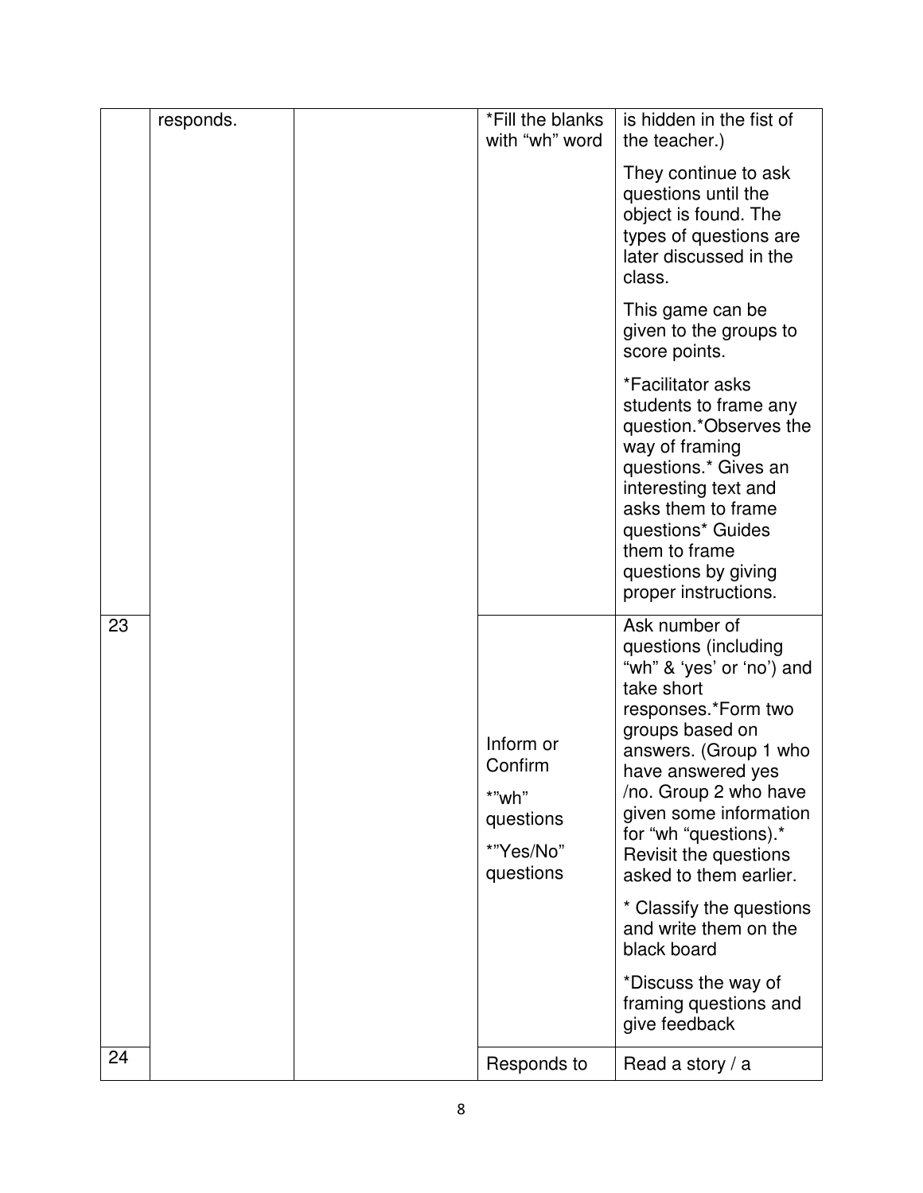| | | | | |
|---|---|---|---|---|
| | responds. | | *Fill the blanks with "wh" word | is hidden in the fist of the teacher.)<br><br>They continue to ask questions until the object is found. The types of questions are later discussed in the class.<br><br>This game can be given to the groups to score points.<br><br>*Facilitator asks students to frame any question.*Observes the way of framing questions.* Gives an interesting text and asks them to frame questions* Guides them to frame questions by giving proper instructions. |
| 23 | | | Inform or Confirm<br><br>*"wh" questions<br><br>*"Yes/No" questions | Ask number of questions (including "wh" & 'yes' or 'no') and take short responses.*Form two groups based on answers. (Group 1 who have answered yes /no. Group 2 who have given some information for "wh "questions).* Revisit the questions asked to them earlier.<br><br>* Classify the questions and write them on the black board<br><br>*Discuss the way of framing questions and give feedback |
| 24 | | | Responds to | Read a story / a |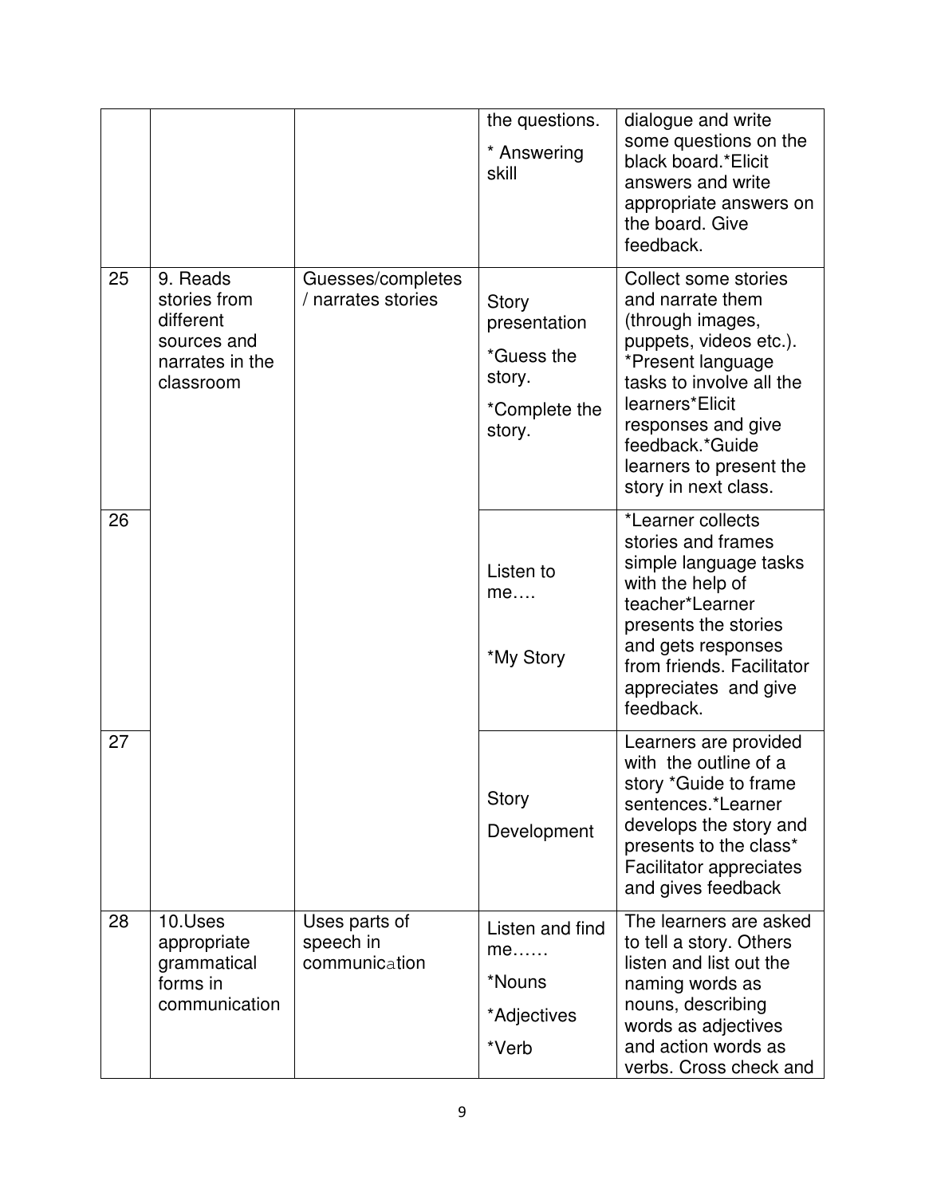| | | | | |
|---|---|---|---|---|
| | | | the questions. * Answering skill | dialogue and write some questions on the black board.*Elicit answers and write appropriate answers on the board. Give feedback. |
| 25 | 9. Reads stories from different sources and narrates in the classroom | Guesses/completes / narrates stories | Story presentation *Guess the story. *Complete the story. | Collect some stories and narrate them (through images, puppets, videos etc.). *Present language tasks to involve all the learners*Elicit responses and give feedback.*Guide learners to present the story in next class. |
| 26 | | | Listen to me…. *My Story | *Learner collects stories and frames simple language tasks with the help of teacher*Learner presents the stories and gets responses from friends. Facilitator appreciates and give feedback. |
| 27 | | | Story Development | Learners are provided with the outline of a story *Guide to frame sentences.*Learner develops the story and presents to the class* Facilitator appreciates and gives feedback |
| 28 | 10.Uses appropriate grammatical forms in communication | Uses parts of speech in communication | Listen and find me…… *Nouns *Adjectives *Verb | The learners are asked to tell a story. Others listen and list out the naming words as nouns, describing words as adjectives and action words as verbs. Cross check and |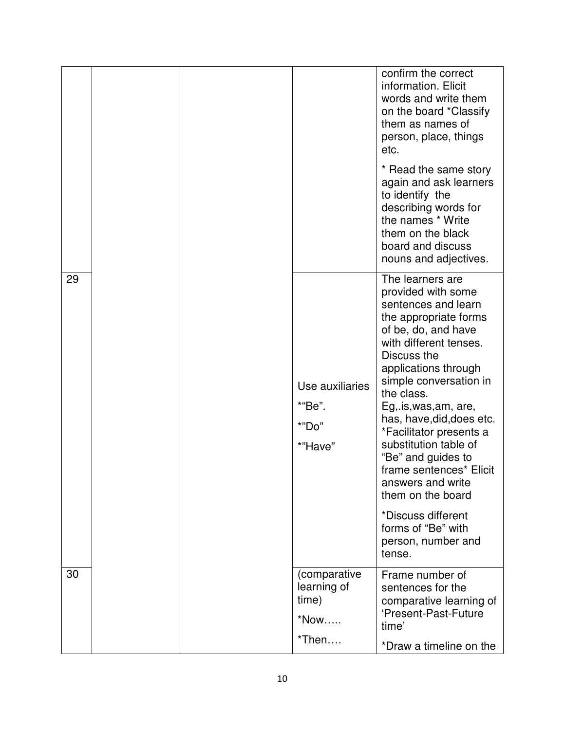| | | | | |
|---|---|---|---|---|
| | | | | confirm the correct information. Elicit words and write them on the board *Classify them as names of person, place, things etc.<br><br>* Read the same story again and ask learners to identify the describing words for the names * Write them on the black board and discuss nouns and adjectives. |
| 29 | | | Use auxiliaries<br>*"Be".<br>*"Do"<br>*"Have" | The learners are provided with some sentences and learn the appropriate forms of be, do, and have with different tenses. Discuss the applications through simple conversation in the class. Eg,.is,was,am, are, has, have,did,does etc. *Facilitator presents a substitution table of "Be" and guides to frame sentences* Elicit answers and write them on the board<br><br>*Discuss different forms of "Be" with person, number and tense. |
| 30 | | | (comparative learning of time)<br>*Now…..<br>*Then…. | Frame number of sentences for the comparative learning of 'Present-Past-Future time'<br>*Draw a timeline on the |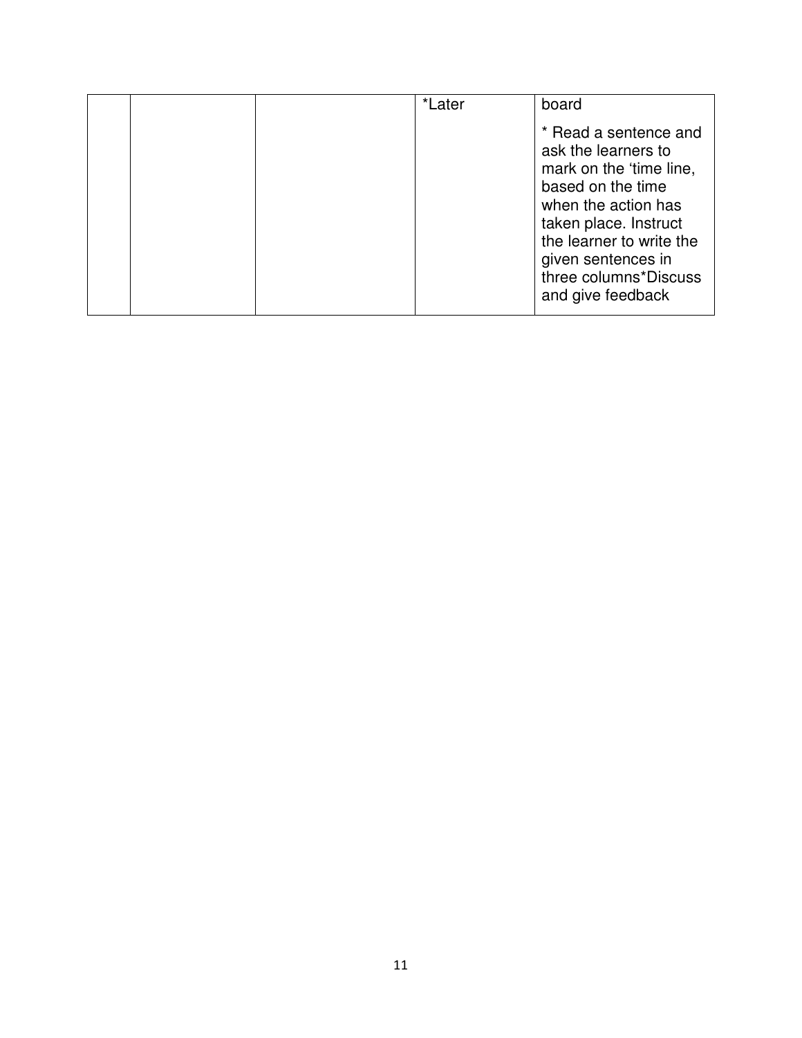| | | | | |
|---|---|---|---|---|
| | | | *Later | board<br><br>* Read a sentence and ask the learners to mark on the 'time line, based on the time when the action has taken place. Instruct the learner to write the given sentences in three columns*Discuss and give feedback |